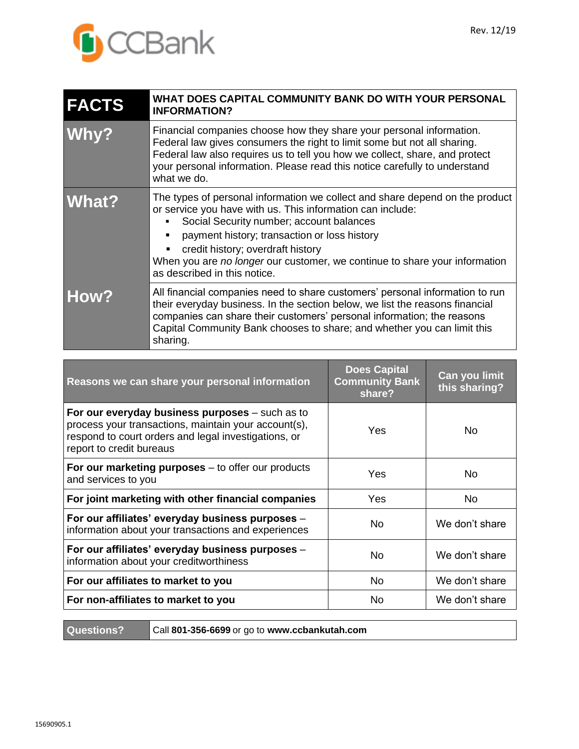CCBank

Rev. 12/19

| FACTS | WHAT DOES CAPITAL COMMUNITY BANK DO WITH YOUR PERSONAL INFORMATION? |
|---|---|
| **Why?** | Financial companies choose how they share your personal information. Federal law gives consumers the right to limit some but not all sharing. Federal law also requires us to tell you how we collect, share, and protect your personal information. Please read this notice carefully to understand what we do. |
| **What?** | The types of personal information we collect and share depend on the product or service you have with us. This information can include: <br>▪ Social Security number; account balances <br>▪ payment history; transaction or loss history <br>▪ credit history; overdraft history <br>When you are *no longer* our customer, we continue to share your information as described in this notice. |
| **How?** | All financial companies need to share customers' personal information to run their everyday business. In the section below, we list the reasons financial companies can share their customers' personal information; the reasons Capital Community Bank chooses to share; and whether you can limit this sharing. |

| Reasons we can share your personal information | Does Capital Community Bank share? | Can you limit this sharing? |
|---|---|---|
| **For our everyday business purposes** – such as to process your transactions, maintain your account(s), respond to court orders and legal investigations, or report to credit bureaus | Yes | No |
| **For our marketing purposes** – to offer our products and services to you | Yes | No |
| **For joint marketing with other financial companies** | Yes | No |
| **For our affiliates' everyday business purposes** – information about your transactions and experiences | No | We don't share |
| **For our affiliates' everyday business purposes** – information about your creditworthiness | No | We don't share |
| **For our affiliates to market to you** | No | We don't share |
| **For non-affiliates to market to you** | No | We don't share |

| Questions? | Call **801-356-6699** or go to **www.ccbankutah.com** |
|---|---|

15690905.1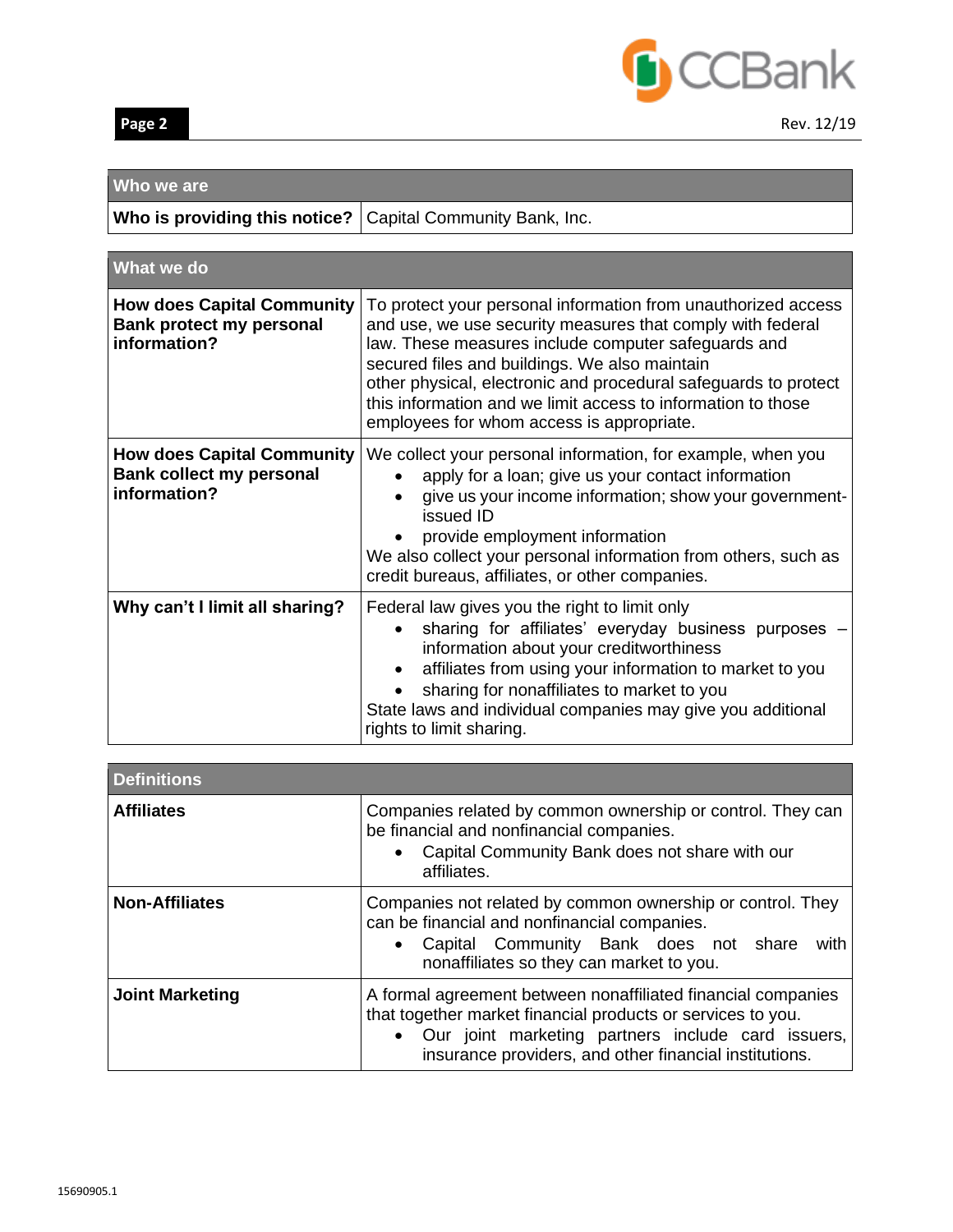| Who we are | |
|---|---|
| **Who is providing this notice?** | Capital Community Bank, Inc. |

| What we do | |
|---|---|
| **How does Capital Community Bank protect my personal information?** | To protect your personal information from unauthorized access and use, we use security measures that comply with federal law. These measures include computer safeguards and secured files and buildings. We also maintain other physical, electronic and procedural safeguards to protect this information and we limit access to information to those employees for whom access is appropriate. |
| **How does Capital Community Bank collect my personal information?** | We collect your personal information, for example, when you <br>• apply for a loan; give us your contact information <br>• give us your income information; show your government-issued ID <br>• provide employment information <br>We also collect your personal information from others, such as credit bureaus, affiliates, or other companies. |
| **Why can't I limit all sharing?** | Federal law gives you the right to limit only <br>• sharing for affiliates' everyday business purposes – information about your creditworthiness <br>• affiliates from using your information to market to you <br>• sharing for nonaffiliates to market to you <br>State laws and individual companies may give you additional rights to limit sharing. |

| Definitions | |
|---|---|
| **Affiliates** | Companies related by common ownership or control. They can be financial and nonfinancial companies. <br>• Capital Community Bank does not share with our affiliates. |
| **Non-Affiliates** | Companies not related by common ownership or control. They can be financial and nonfinancial companies. <br>• Capital Community Bank does not share with nonaffiliates so they can market to you. |
| **Joint Marketing** | A formal agreement between nonaffiliated financial companies that together market financial products or services to you. <br>• Our joint marketing partners include card issuers, insurance providers, and other financial institutions. |

15690905.1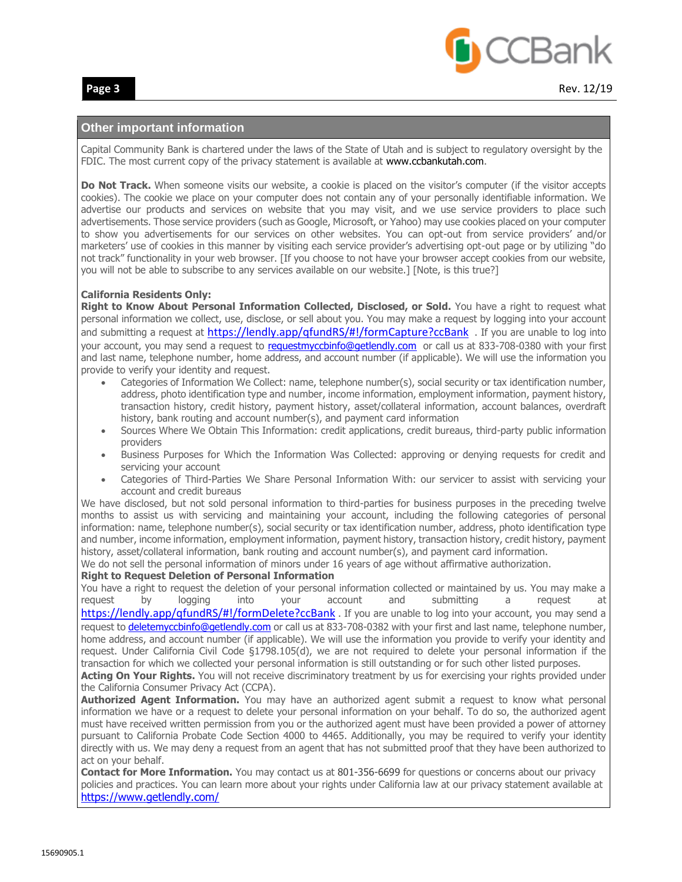## Other important information

Capital Community Bank is chartered under the laws of the State of Utah and is subject to regulatory oversight by the FDIC. The most current copy of the privacy statement is available at www.ccbankutah.com.

**Do Not Track.** When someone visits our website, a cookie is placed on the visitor's computer (if the visitor accepts cookies). The cookie we place on your computer does not contain any of your personally identifiable information. We advertise our products and services on website that you may visit, and we use service providers to place such advertisements. Those service providers (such as Google, Microsoft, or Yahoo) may use cookies placed on your computer to show you advertisements for our services on other websites. You can opt-out from service providers' and/or marketers' use of cookies in this manner by visiting each service provider's advertising opt-out page or by utilizing "do not track" functionality in your web browser. [If you choose to not have your browser accept cookies from our website, you will not be able to subscribe to any services available on our website.] [Note, is this true?]

**California Residents Only:**

**Right to Know About Personal Information Collected, Disclosed, or Sold.** You have a right to request what personal information we collect, use, disclose, or sell about you. You may make a request by logging into your account and submitting a request at https://lendly.app/qfundRS/#!/formCapture?ccBank . If you are unable to log into your account, you may send a request to requestmyccbinfo@getlendly.com or call us at 833-708-0380 with your first and last name, telephone number, home address, and account number (if applicable). We will use the information you provide to verify your identity and request.

- Categories of Information We Collect: name, telephone number(s), social security or tax identification number, address, photo identification type and number, income information, employment information, payment history, transaction history, credit history, payment history, asset/collateral information, account balances, overdraft history, bank routing and account number(s), and payment card information
- Sources Where We Obtain This Information: credit applications, credit bureaus, third-party public information providers
- Business Purposes for Which the Information Was Collected: approving or denying requests for credit and servicing your account
- Categories of Third-Parties We Share Personal Information With: our servicer to assist with servicing your account and credit bureaus

We have disclosed, but not sold personal information to third-parties for business purposes in the preceding twelve months to assist us with servicing and maintaining your account, including the following categories of personal information: name, telephone number(s), social security or tax identification number, address, photo identification type and number, income information, employment information, payment history, transaction history, credit history, payment history, asset/collateral information, bank routing and account number(s), and payment card information.

We do not sell the personal information of minors under 16 years of age without affirmative authorization.

**Right to Request Deletion of Personal Information**

You have a right to request the deletion of your personal information collected or maintained by us. You may make a request by logging into your account and submitting a request at https://lendly.app/qfundRS/#!/formDelete?ccBank . If you are unable to log into your account, you may send a request to deletemyccbinfo@getlendly.com or call us at 833-708-0382 with your first and last name, telephone number, home address, and account number (if applicable). We will use the information you provide to verify your identity and request. Under California Civil Code §1798.105(d), we are not required to delete your personal information if the transaction for which we collected your personal information is still outstanding or for such other listed purposes.

**Acting On Your Rights.** You will not receive discriminatory treatment by us for exercising your rights provided under the California Consumer Privacy Act (CCPA).

**Authorized Agent Information.** You may have an authorized agent submit a request to know what personal information we have or a request to delete your personal information on your behalf. To do so, the authorized agent must have received written permission from you or the authorized agent must have been provided a power of attorney pursuant to California Probate Code Section 4000 to 4465. Additionally, you may be required to verify your identity directly with us. We may deny a request from an agent that has not submitted proof that they have been authorized to act on your behalf.

**Contact for More Information.** You may contact us at 801-356-6699 for questions or concerns about our privacy policies and practices. You can learn more about your rights under California law at our privacy statement available at https://www.getlendly.com/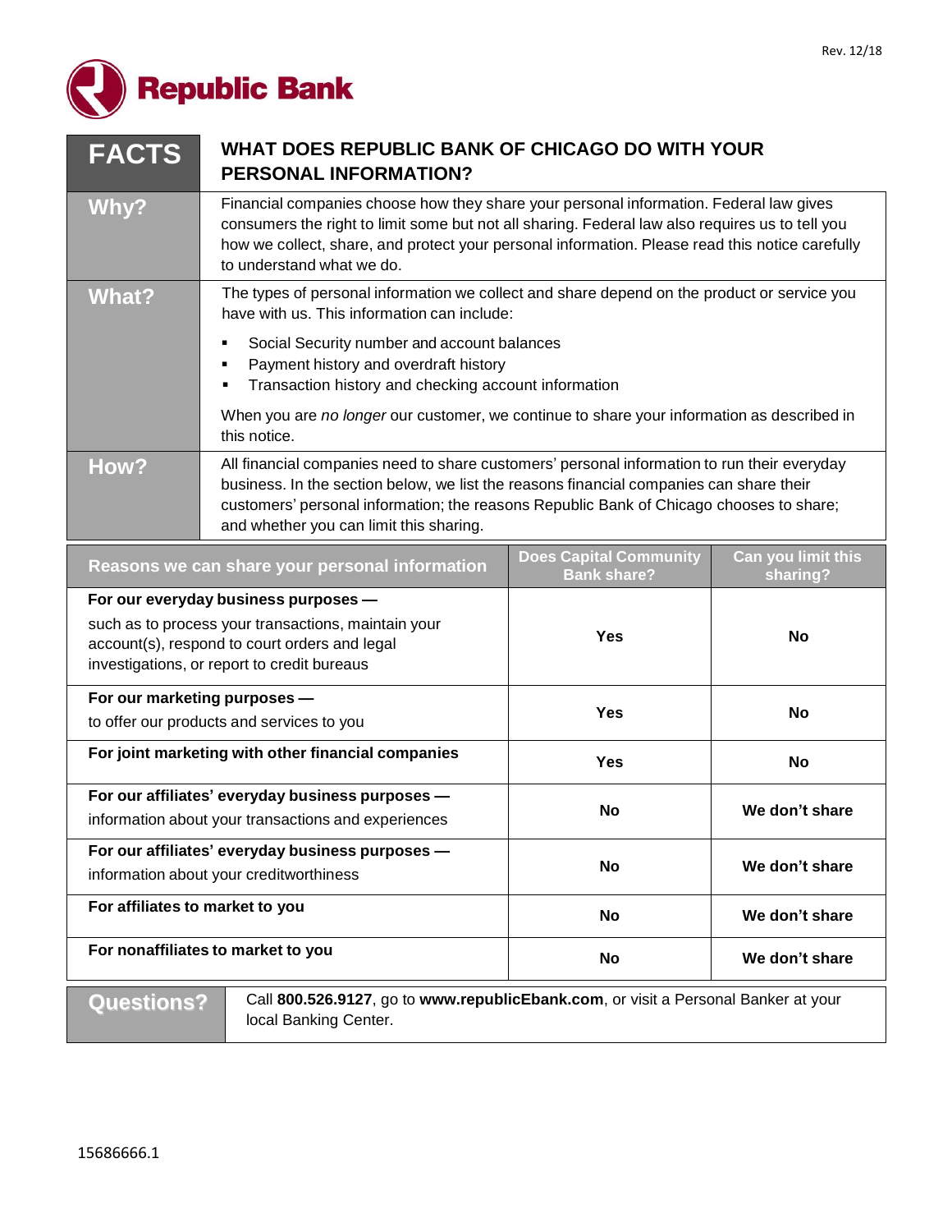Rev. 12/18

**Republic Bank**

| FACTS | WHAT DOES REPUBLIC BANK OF CHICAGO DO WITH YOUR PERSONAL INFORMATION? |
|---|---|
| **Why?** | Financial companies choose how they share your personal information. Federal law gives consumers the right to limit some but not all sharing. Federal law also requires us to tell you how we collect, share, and protect your personal information. Please read this notice carefully to understand what we do. |
| **What?** | The types of personal information we collect and share depend on the product or service you have with us. This information can include:<br>▪ Social Security number and account balances<br>▪ Payment history and overdraft history<br>▪ Transaction history and checking account information<br><br>When you are *no longer* our customer, we continue to share your information as described in this notice. |
| **How?** | All financial companies need to share customers' personal information to run their everyday business. In the section below, we list the reasons financial companies can share their customers' personal information; the reasons Republic Bank of Chicago chooses to share; and whether you can limit this sharing. |

| Reasons we can share your personal information | Does Capital Community Bank share? | Can you limit this sharing? |
|---|---|---|
| **For our everyday business purposes —** such as to process your transactions, maintain your account(s), respond to court orders and legal investigations, or report to credit bureaus | Yes | No |
| **For our marketing purposes —** to offer our products and services to you | Yes | No |
| **For joint marketing with other financial companies** | Yes | No |
| **For our affiliates' everyday business purposes —** information about your transactions and experiences | No | We don't share |
| **For our affiliates' everyday business purposes —** information about your creditworthiness | No | We don't share |
| **For affiliates to market to you** | No | We don't share |
| **For nonaffiliates to market to you** | No | We don't share |

| Questions? | Call **800.526.9127**, go to **www.republicEbank.com**, or visit a Personal Banker at your local Banking Center. |
|---|---|

15686666.1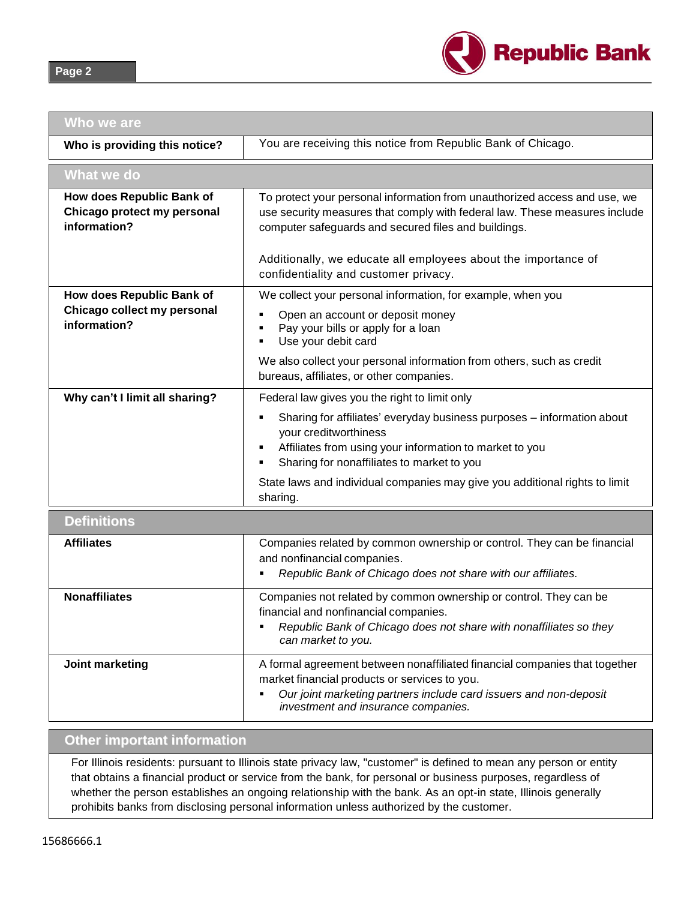| Who we are | |
|---|---|
| **Who is providing this notice?** | You are receiving this notice from Republic Bank of Chicago. |

| What we do | |
|---|---|
| **How does Republic Bank of Chicago protect my personal information?** | To protect your personal information from unauthorized access and use, we use security measures that comply with federal law. These measures include computer safeguards and secured files and buildings.<br><br>Additionally, we educate all employees about the importance of confidentiality and customer privacy. |
| **How does Republic Bank of Chicago collect my personal information?** | We collect your personal information, for example, when you<br>▪ Open an account or deposit money<br>▪ Pay your bills or apply for a loan<br>▪ Use your debit card<br><br>We also collect your personal information from others, such as credit bureaus, affiliates, or other companies. |
| **Why can't I limit all sharing?** | Federal law gives you the right to limit only<br>▪ Sharing for affiliates' everyday business purposes – information about your creditworthiness<br>▪ Affiliates from using your information to market to you<br>▪ Sharing for nonaffiliates to market to you<br><br>State laws and individual companies may give you additional rights to limit sharing. |

| Definitions | |
|---|---|
| **Affiliates** | Companies related by common ownership or control. They can be financial and nonfinancial companies.<br>▪ *Republic Bank of Chicago does not share with our affiliates.* |
| **Nonaffiliates** | Companies not related by common ownership or control. They can be financial and nonfinancial companies.<br>▪ *Republic Bank of Chicago does not share with nonaffiliates so they can market to you.* |
| **Joint marketing** | A formal agreement between nonaffiliated financial companies that together market financial products or services to you.<br>▪ *Our joint marketing partners include card issuers and non-deposit investment and insurance companies.* |

## Other important information

For Illinois residents: pursuant to Illinois state privacy law, "customer" is defined to mean any person or entity that obtains a financial product or service from the bank, for personal or business purposes, regardless of whether the person establishes an ongoing relationship with the bank. As an opt-in state, Illinois generally prohibits banks from disclosing personal information unless authorized by the customer.

15686666.1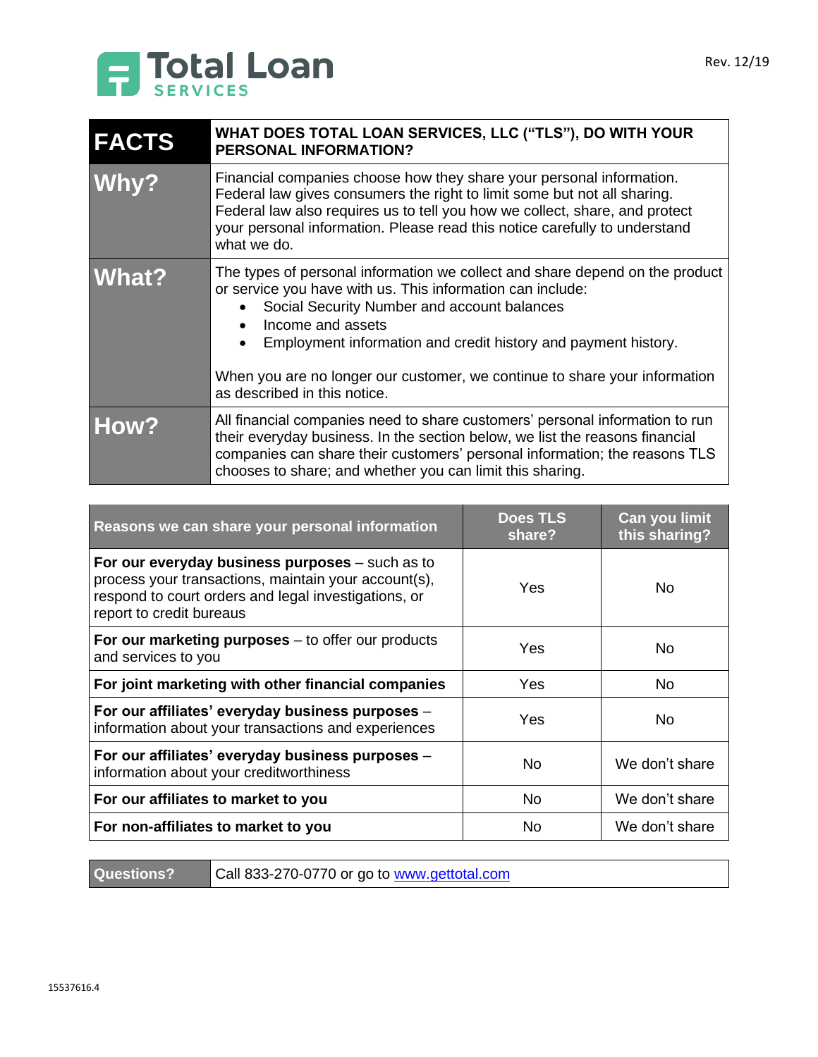**Total Loan SERVICES**

Rev. 12/19

| FACTS | WHAT DOES TOTAL LOAN SERVICES, LLC ("TLS"), DO WITH YOUR PERSONAL INFORMATION? |
|---|---|
| **Why?** | Financial companies choose how they share your personal information. Federal law gives consumers the right to limit some but not all sharing. Federal law also requires us to tell you how we collect, share, and protect your personal information. Please read this notice carefully to understand what we do. |
| **What?** | The types of personal information we collect and share depend on the product or service you have with us. This information can include:<br>• Social Security Number and account balances<br>• Income and assets<br>• Employment information and credit history and payment history.<br><br>When you are no longer our customer, we continue to share your information as described in this notice. |
| **How?** | All financial companies need to share customers' personal information to run their everyday business. In the section below, we list the reasons financial companies can share their customers' personal information; the reasons TLS chooses to share; and whether you can limit this sharing. |

| Reasons we can share your personal information | Does TLS share? | Can you limit this sharing? |
|---|---|---|
| **For our everyday business purposes** – such as to process your transactions, maintain your account(s), respond to court orders and legal investigations, or report to credit bureaus | Yes | No |
| **For our marketing purposes** – to offer our products and services to you | Yes | No |
| **For joint marketing with other financial companies** | Yes | No |
| **For our affiliates' everyday business purposes** – information about your transactions and experiences | Yes | No |
| **For our affiliates' everyday business purposes** – information about your creditworthiness | No | We don't share |
| **For our affiliates to market to you** | No | We don't share |
| **For non-affiliates to market to you** | No | We don't share |

| **Questions?** | Call 833-270-0770 or go to www.gettotal.com |
|---|---|

15537616.4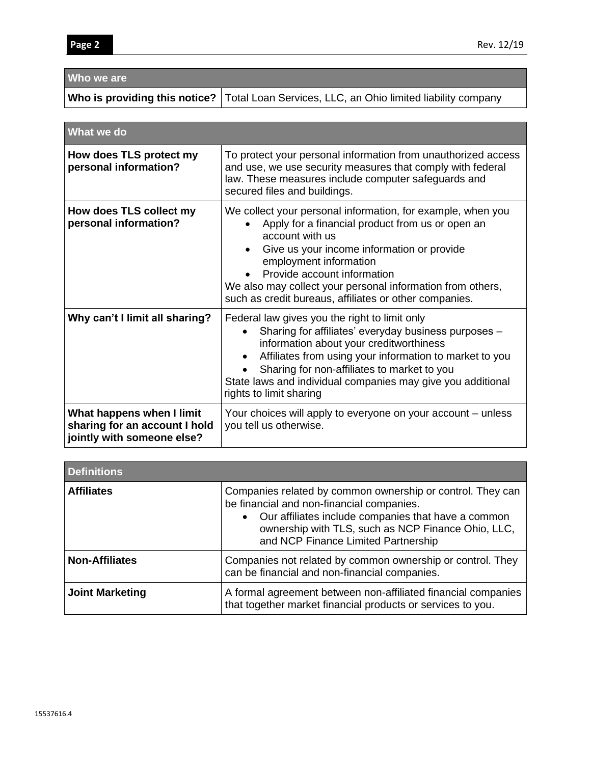| Who we are | |
|---|---|
| **Who is providing this notice?** | Total Loan Services, LLC, an Ohio limited liability company |

| What we do | |
|---|---|
| **How does TLS protect my personal information?** | To protect your personal information from unauthorized access and use, we use security measures that comply with federal law. These measures include computer safeguards and secured files and buildings. |
| **How does TLS collect my personal information?** | We collect your personal information, for example, when you<br>• Apply for a financial product from us or open an account with us<br>• Give us your income information or provide employment information<br>• Provide account information<br>We also may collect your personal information from others, such as credit bureaus, affiliates or other companies. |
| **Why can't I limit all sharing?** | Federal law gives you the right to limit only<br>• Sharing for affiliates' everyday business purposes – information about your creditworthiness<br>• Affiliates from using your information to market to you<br>• Sharing for non-affiliates to market to you<br>State laws and individual companies may give you additional rights to limit sharing |
| **What happens when I limit sharing for an account I hold jointly with someone else?** | Your choices will apply to everyone on your account – unless you tell us otherwise. |

| Definitions | |
|---|---|
| **Affiliates** | Companies related by common ownership or control. They can be financial and non-financial companies.<br>• Our affiliates include companies that have a common ownership with TLS, such as NCP Finance Ohio, LLC, and NCP Finance Limited Partnership |
| **Non-Affiliates** | Companies not related by common ownership or control. They can be financial and non-financial companies. |
| **Joint Marketing** | A formal agreement between non-affiliated financial companies that together market financial products or services to you. |

15537616.4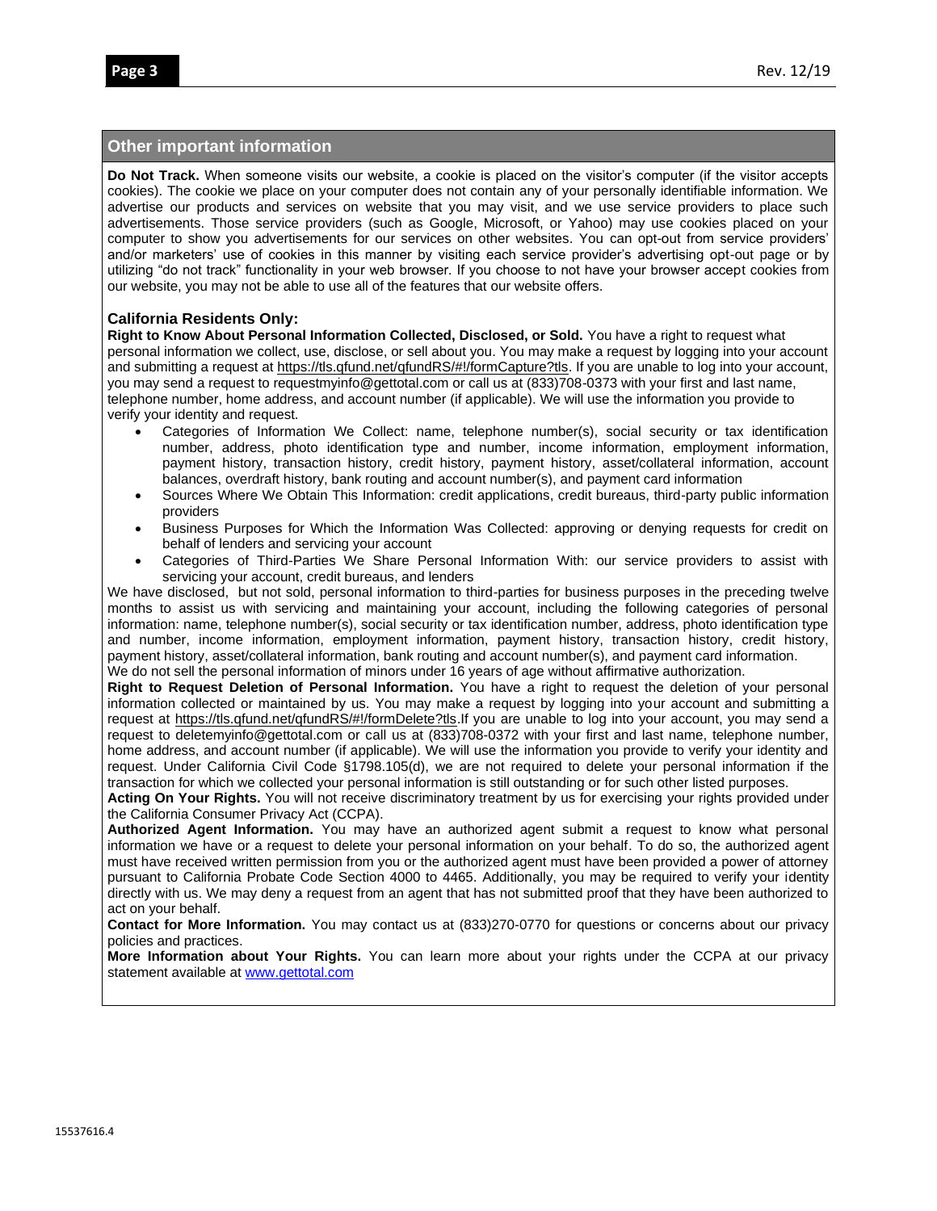## Other important information

**Do Not Track.** When someone visits our website, a cookie is placed on the visitor's computer (if the visitor accepts cookies). The cookie we place on your computer does not contain any of your personally identifiable information. We advertise our products and services on website that you may visit, and we use service providers to place such advertisements. Those service providers (such as Google, Microsoft, or Yahoo) may use cookies placed on your computer to show you advertisements for our services on other websites. You can opt-out from service providers' and/or marketers' use of cookies in this manner by visiting each service provider's advertising opt-out page or by utilizing "do not track" functionality in your web browser. If you choose to not have your browser accept cookies from our website, you may not be able to use all of the features that our website offers.

### California Residents Only:

**Right to Know About Personal Information Collected, Disclosed, or Sold.** You have a right to request what personal information we collect, use, disclose, or sell about you. You may make a request by logging into your account and submitting a request at https://tls.qfund.net/qfundRS/#!/formCapture?tls. If you are unable to log into your account, you may send a request to requestmyinfo@gettotal.com or call us at (833)708-0373 with your first and last name, telephone number, home address, and account number (if applicable). We will use the information you provide to verify your identity and request.

- Categories of Information We Collect: name, telephone number(s), social security or tax identification number, address, photo identification type and number, income information, employment information, payment history, transaction history, credit history, payment history, asset/collateral information, account balances, overdraft history, bank routing and account number(s), and payment card information
- Sources Where We Obtain This Information: credit applications, credit bureaus, third-party public information providers
- Business Purposes for Which the Information Was Collected: approving or denying requests for credit on behalf of lenders and servicing your account
- Categories of Third-Parties We Share Personal Information With: our service providers to assist with servicing your account, credit bureaus, and lenders

We have disclosed, but not sold, personal information to third-parties for business purposes in the preceding twelve months to assist us with servicing and maintaining your account, including the following categories of personal information: name, telephone number(s), social security or tax identification number, address, photo identification type and number, income information, employment information, payment history, transaction history, credit history, payment history, asset/collateral information, bank routing and account number(s), and payment card information.

We do not sell the personal information of minors under 16 years of age without affirmative authorization.

**Right to Request Deletion of Personal Information.** You have a right to request the deletion of your personal information collected or maintained by us. You may make a request by logging into your account and submitting a request at https://tls.qfund.net/qfundRS/#!/formDelete?tls.If you are unable to log into your account, you may send a request to deletemyinfo@gettotal.com or call us at (833)708-0372 with your first and last name, telephone number, home address, and account number (if applicable). We will use the information you provide to verify your identity and request. Under California Civil Code §1798.105(d), we are not required to delete your personal information if the transaction for which we collected your personal information is still outstanding or for such other listed purposes.

**Acting On Your Rights.** You will not receive discriminatory treatment by us for exercising your rights provided under the California Consumer Privacy Act (CCPA).

**Authorized Agent Information.** You may have an authorized agent submit a request to know what personal information we have or a request to delete your personal information on your behalf. To do so, the authorized agent must have received written permission from you or the authorized agent must have been provided a power of attorney pursuant to California Probate Code Section 4000 to 4465. Additionally, you may be required to verify your identity directly with us. We may deny a request from an agent that has not submitted proof that they have been authorized to act on your behalf.

**Contact for More Information.** You may contact us at (833)270-0770 for questions or concerns about our privacy policies and practices.

**More Information about Your Rights.** You can learn more about your rights under the CCPA at our privacy statement available at www.gettotal.com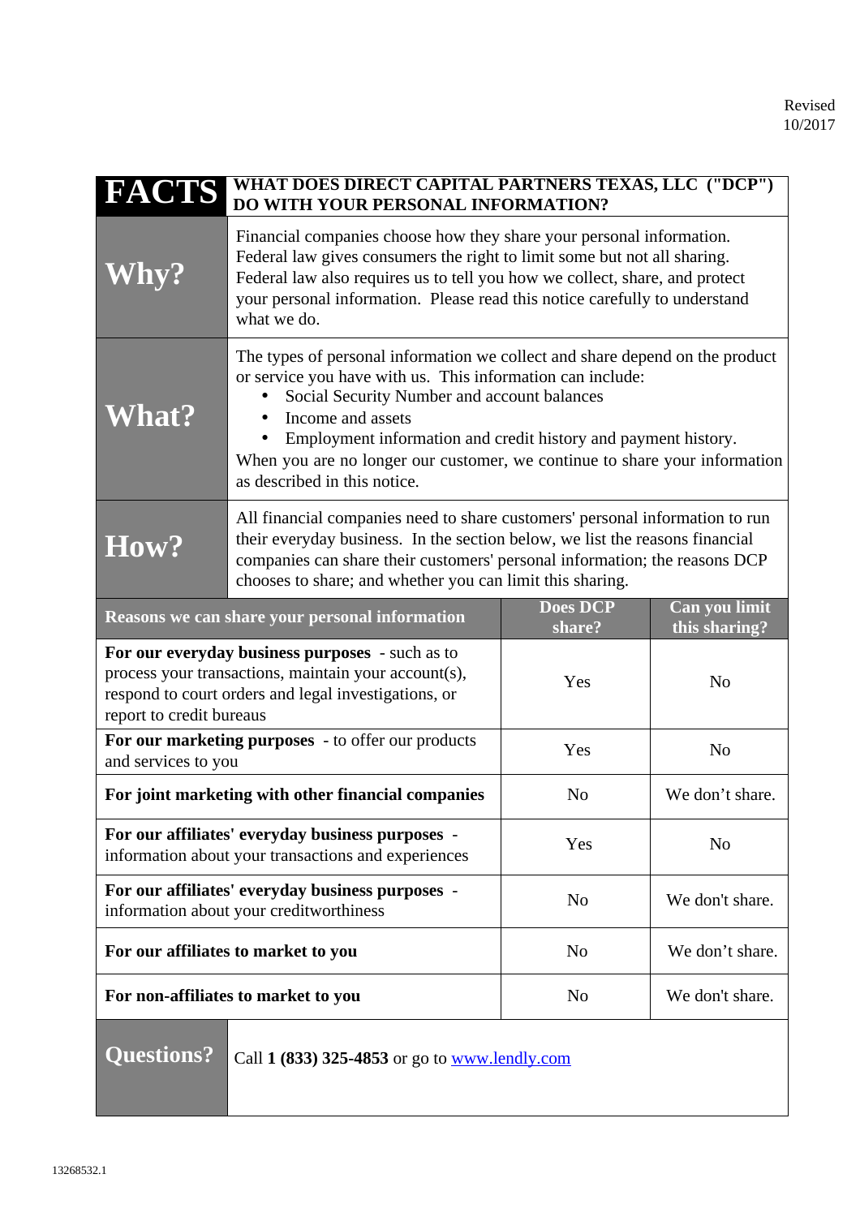Revised 10/2017

| **FACTS** | **WHAT DOES DIRECT CAPITAL PARTNERS TEXAS, LLC ("DCP") DO WITH YOUR PERSONAL INFORMATION?** |
|---|---|
| **Why?** | Financial companies choose how they share your personal information. Federal law gives consumers the right to limit some but not all sharing. Federal law also requires us to tell you how we collect, share, and protect your personal information. Please read this notice carefully to understand what we do. |
| **What?** | The types of personal information we collect and share depend on the product or service you have with us. This information can include:<br>• Social Security Number and account balances<br>• Income and assets<br>• Employment information and credit history and payment history.<br>When you are no longer our customer, we continue to share your information as described in this notice. |
| **How?** | All financial companies need to share customers' personal information to run their everyday business. In the section below, we list the reasons financial companies can share their customers' personal information; the reasons DCP chooses to share; and whether you can limit this sharing. |

| **Reasons we can share your personal information** | **Does DCP share?** | **Can you limit this sharing?** |
|---|---|---|
| **For our everyday business purposes** - such as to process your transactions, maintain your account(s), respond to court orders and legal investigations, or report to credit bureaus | Yes | No |
| **For our marketing purposes** - to offer our products and services to you | Yes | No |
| **For joint marketing with other financial companies** | No | We don't share. |
| **For our affiliates' everyday business purposes** - information about your transactions and experiences | Yes | No |
| **For our affiliates' everyday business purposes** - information about your creditworthiness | No | We don't share. |
| **For our affiliates to market to you** | No | We don't share. |
| **For non-affiliates to market to you** | No | We don't share. |

| **Questions?** | Call **1 (833) 325-4853** or go to [www.lendly.com](http://www.lendly.com) |
|---|---|

13268532.1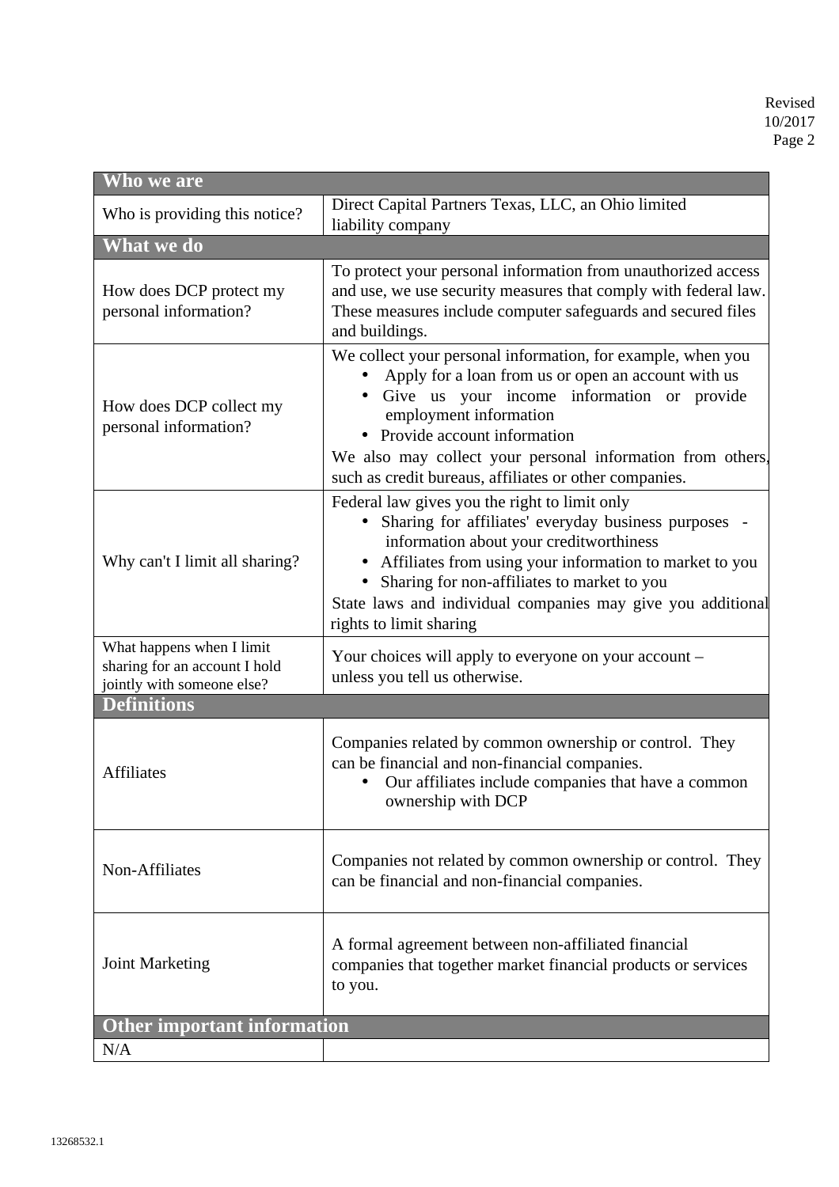Revised 10/2017

| Who we are | |
|---|---|
| Who is providing this notice? | Direct Capital Partners Texas, LLC, an Ohio limited liability company |
| **What we do** | |
| How does DCP protect my personal information? | To protect your personal information from unauthorized access and use, we use security measures that comply with federal law. These measures include computer safeguards and secured files and buildings. |
| How does DCP collect my personal information? | We collect your personal information, for example, when you<br>• Apply for a loan from us or open an account with us<br>• Give us your income information or provide employment information<br>• Provide account information<br>We also may collect your personal information from others, such as credit bureaus, affiliates or other companies. |
| Why can't I limit all sharing? | Federal law gives you the right to limit only<br>• Sharing for affiliates' everyday business purposes - information about your creditworthiness<br>• Affiliates from using your information to market to you<br>• Sharing for non-affiliates to market to you<br>State laws and individual companies may give you additional rights to limit sharing |
| What happens when I limit sharing for an account I hold jointly with someone else? | Your choices will apply to everyone on your account – unless you tell us otherwise. |
| **Definitions** | |
| Affiliates | Companies related by common ownership or control. They can be financial and non-financial companies.<br>• Our affiliates include companies that have a common ownership with DCP |
| Non-Affiliates | Companies not related by common ownership or control. They can be financial and non-financial companies. |
| Joint Marketing | A formal agreement between non-affiliated financial companies that together market financial products or services to you. |
| **Other important information** | |
| N/A | |

13268532.1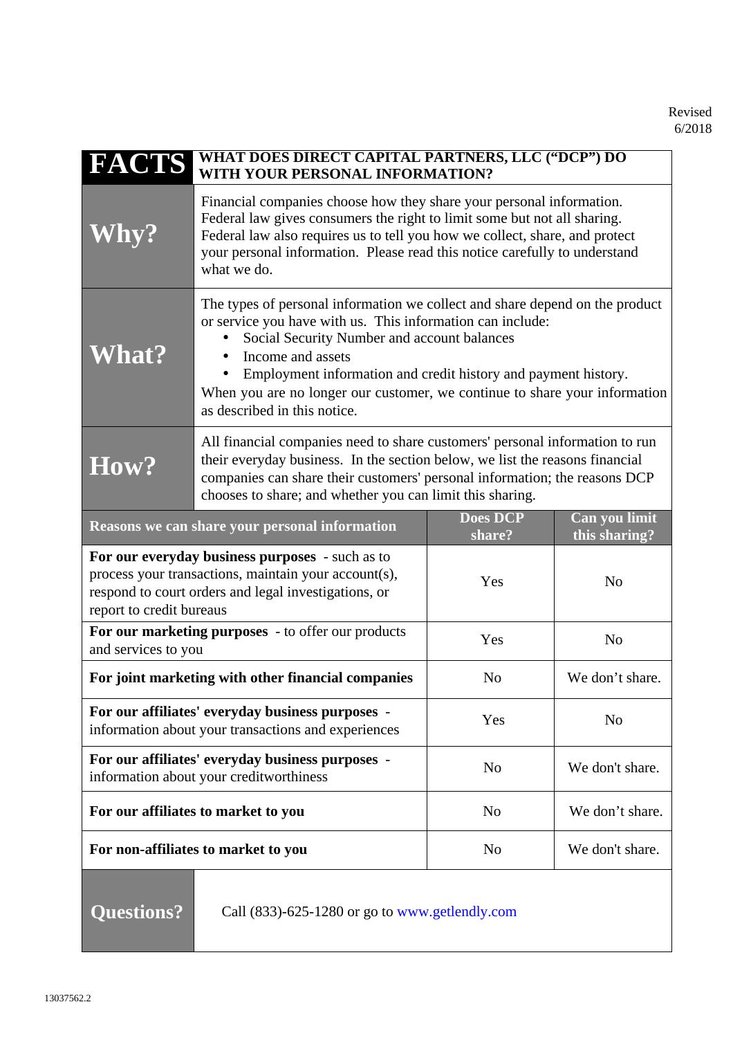Revised
6/2018

| FACTS | WHAT DOES DIRECT CAPITAL PARTNERS, LLC ("DCP") DO WITH YOUR PERSONAL INFORMATION? |
|---|---|
| **Why?** | Financial companies choose how they share your personal information. Federal law gives consumers the right to limit some but not all sharing. Federal law also requires us to tell you how we collect, share, and protect your personal information. Please read this notice carefully to understand what we do. |
| **What?** | The types of personal information we collect and share depend on the product or service you have with us. This information can include:<br>• Social Security Number and account balances<br>• Income and assets<br>• Employment information and credit history and payment history.<br>When you are no longer our customer, we continue to share your information as described in this notice. |
| **How?** | All financial companies need to share customers' personal information to run their everyday business. In the section below, we list the reasons financial companies can share their customers' personal information; the reasons DCP chooses to share; and whether you can limit this sharing. |

| Reasons we can share your personal information | Does DCP share? | Can you limit this sharing? |
|---|---|---|
| **For our everyday business purposes** - such as to process your transactions, maintain your account(s), respond to court orders and legal investigations, or report to credit bureaus | Yes | No |
| **For our marketing purposes** - to offer our products and services to you | Yes | No |
| **For joint marketing with other financial companies** | No | We don't share. |
| **For our affiliates' everyday business purposes** - information about your transactions and experiences | Yes | No |
| **For our affiliates' everyday business purposes** - information about your creditworthiness | No | We don't share. |
| **For our affiliates to market to you** | No | We don't share. |
| **For non-affiliates to market to you** | No | We don't share. |

| **Questions?** | Call (833)-625-1280 or go to www.getlendly.com |
|---|---|

13037562.2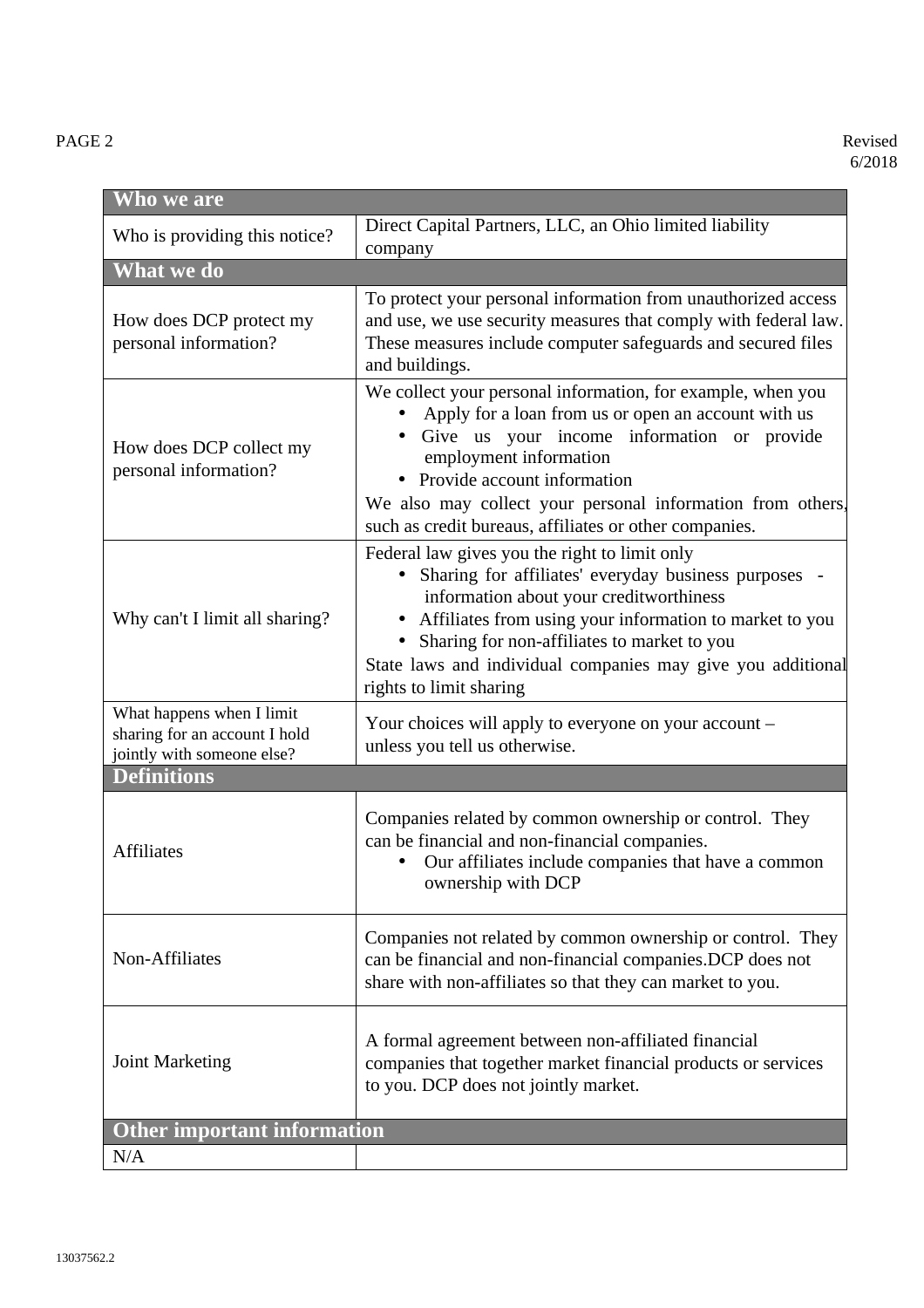| Who we are | |
|---|---|
| Who is providing this notice? | Direct Capital Partners, LLC, an Ohio limited liability company |
| **What we do** | |
| How does DCP protect my personal information? | To protect your personal information from unauthorized access and use, we use security measures that comply with federal law. These measures include computer safeguards and secured files and buildings. |
| How does DCP collect my personal information? | We collect your personal information, for example, when you<br>• Apply for a loan from us or open an account with us<br>• Give us your income information or provide employment information<br>• Provide account information<br>We also may collect your personal information from others, such as credit bureaus, affiliates or other companies. |
| Why can't I limit all sharing? | Federal law gives you the right to limit only<br>• Sharing for affiliates' everyday business purposes - information about your creditworthiness<br>• Affiliates from using your information to market to you<br>• Sharing for non-affiliates to market to you<br>State laws and individual companies may give you additional rights to limit sharing |
| What happens when I limit sharing for an account I hold jointly with someone else? | Your choices will apply to everyone on your account – unless you tell us otherwise. |
| **Definitions** | |
| Affiliates | Companies related by common ownership or control. They can be financial and non-financial companies.<br>• Our affiliates include companies that have a common ownership with DCP |
| Non-Affiliates | Companies not related by common ownership or control. They can be financial and non-financial companies.DCP does not share with non-affiliates so that they can market to you. |
| Joint Marketing | A formal agreement between non-affiliated financial companies that together market financial products or services to you. DCP does not jointly market. |
| **Other important information** | |
| N/A | |

13037562.2